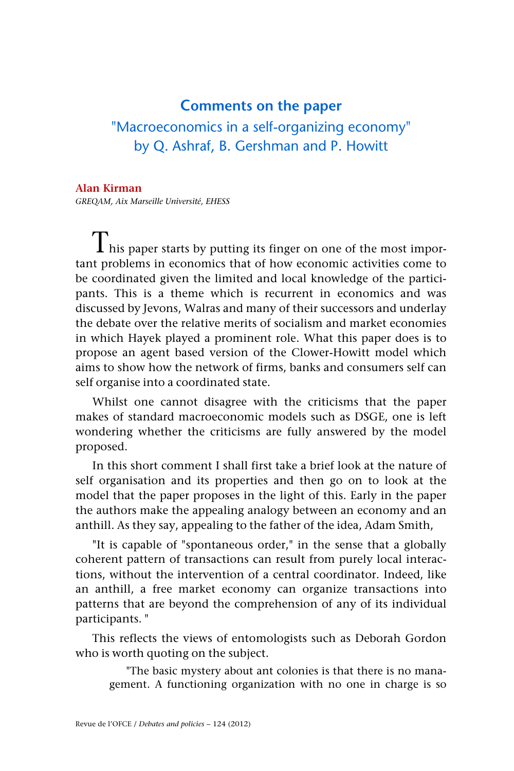# Comments on the paper

## "Macroeconomics in a self-organizing economy" by Q. Ashraf, B. Gershman and P. Howitt

**Alan Kirman**

*GREQAM, Aix Marseille Université, EHESS*

This paper starts by putting its finger on one of the most important problems in economics that of how economic activities come to be coordinated given the limited and local knowledge of the participants. This is a theme which is recurrent in economics and was discussed by Jevons, Walras and many of their successors and underlay the debate over the relative merits of socialism and market economies in which Hayek played a prominent role. What this paper does is to propose an agent based version of the Clower-Howitt model which aims to show how the network of firms, banks and consumers self can self organise into a coordinated state.

Whilst one cannot disagree with the criticisms that the paper makes of standard macroeconomic models such as DSGE, one is left wondering whether the criticisms are fully answered by the model proposed.

In this short comment I shall first take a brief look at the nature of self organisation and its properties and then go on to look at the model that the paper proposes in the light of this. Early in the paper the authors make the appealing analogy between an economy and an anthill. As they say, appealing to the father of the idea, Adam Smith,

"It is capable of "spontaneous order," in the sense that a globally coherent pattern of transactions can result from purely local interactions, without the intervention of a central coordinator. Indeed, like an anthill, a free market economy can organize transactions into patterns that are beyond the comprehension of any of its individual participants. "

This reflects the views of entomologists such as Deborah Gordon who is worth quoting on the subject.

> "The basic mystery about ant colonies is that there is no management. A functioning organization with no one in charge is so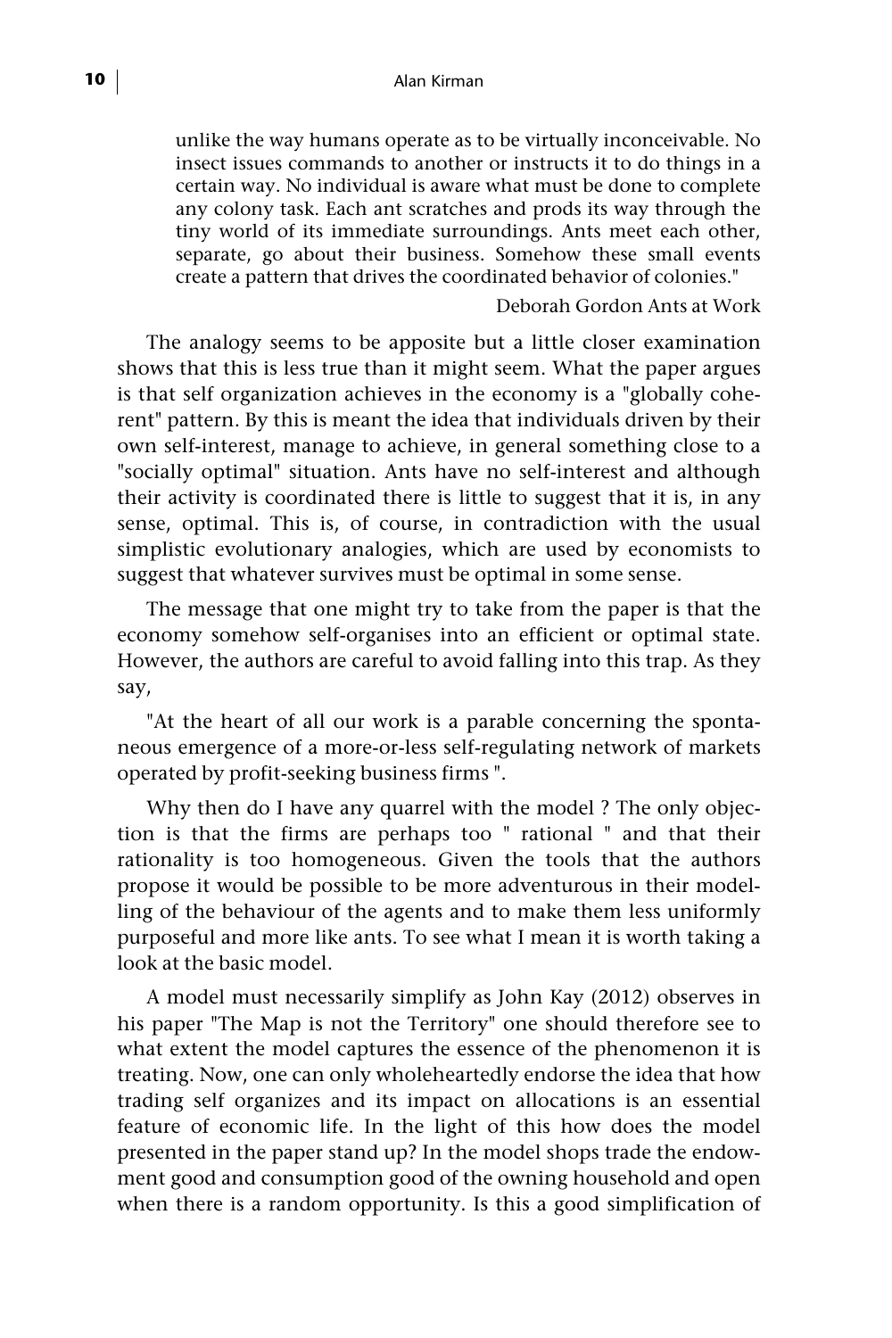> unlike the way humans operate as to be virtually inconceivable. No insect issues commands to another or instructs it to do things in a certain way. No individual is aware what must be done to complete any colony task. Each ant scratches and prods its way through the tiny world of its immediate surroundings. Ants meet each other, separate, go about their business. Somehow these small events create a pattern that drives the coordinated behavior of colonies."
>
> Deborah Gordon Ants at Work

The analogy seems to be apposite but a little closer examination shows that this is less true than it might seem. What the paper argues is that self organization achieves in the economy is a "globally coherent" pattern. By this is meant the idea that individuals driven by their own self-interest, manage to achieve, in general something close to a "socially optimal" situation. Ants have no self-interest and although their activity is coordinated there is little to suggest that it is, in any sense, optimal. This is, of course, in contradiction with the usual simplistic evolutionary analogies, which are used by economists to suggest that whatever survives must be optimal in some sense.

The message that one might try to take from the paper is that the economy somehow self-organises into an efficient or optimal state. However, the authors are careful to avoid falling into this trap. As they say,

"At the heart of all our work is a parable concerning the spontaneous emergence of a more-or-less self-regulating network of markets operated by profit-seeking business firms ".

Why then do I have any quarrel with the model ? The only objection is that the firms are perhaps too " rational " and that their rationality is too homogeneous. Given the tools that the authors propose it would be possible to be more adventurous in their modelling of the behaviour of the agents and to make them less uniformly purposeful and more like ants. To see what I mean it is worth taking a look at the basic model.

A model must necessarily simplify as John Kay (2012) observes in his paper "The Map is not the Territory" one should therefore see to what extent the model captures the essence of the phenomenon it is treating. Now, one can only wholeheartedly endorse the idea that how trading self organizes and its impact on allocations is an essential feature of economic life. In the light of this how does the model presented in the paper stand up? In the model shops trade the endowment good and consumption good of the owning household and open when there is a random opportunity. Is this a good simplification of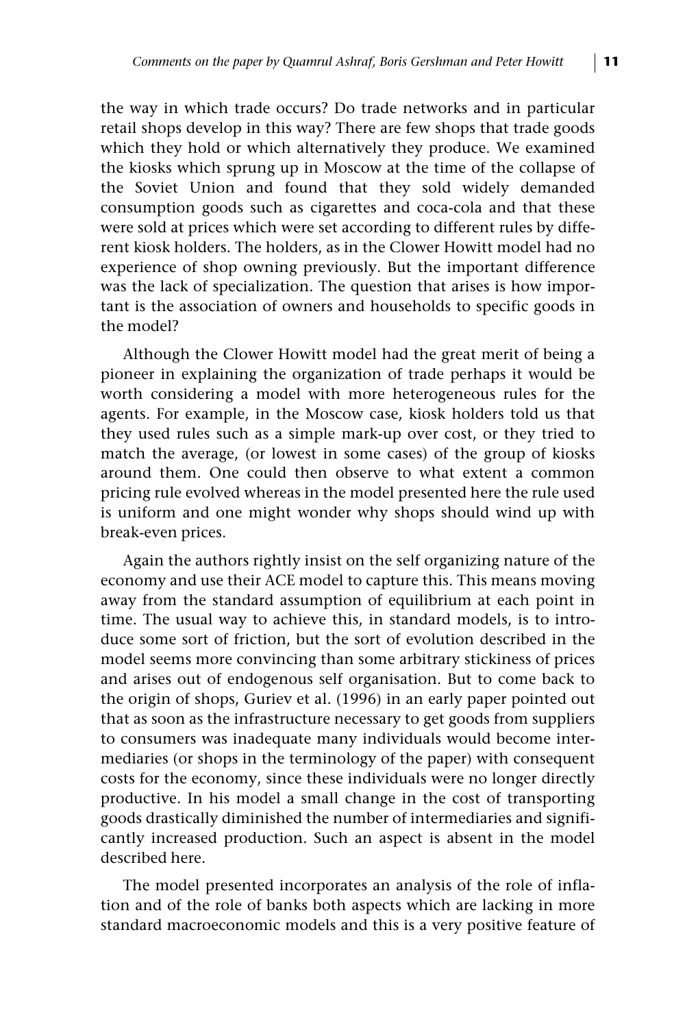the way in which trade occurs? Do trade networks and in particular retail shops develop in this way? There are few shops that trade goods which they hold or which alternatively they produce. We examined the kiosks which sprung up in Moscow at the time of the collapse of the Soviet Union and found that they sold widely demanded consumption goods such as cigarettes and coca-cola and that these were sold at prices which were set according to different rules by different kiosk holders. The holders, as in the Clower Howitt model had no experience of shop owning previously. But the important difference was the lack of specialization. The question that arises is how important is the association of owners and households to specific goods in the model?

Although the Clower Howitt model had the great merit of being a pioneer in explaining the organization of trade perhaps it would be worth considering a model with more heterogeneous rules for the agents. For example, in the Moscow case, kiosk holders told us that they used rules such as a simple mark-up over cost, or they tried to match the average, (or lowest in some cases) of the group of kiosks around them. One could then observe to what extent a common pricing rule evolved whereas in the model presented here the rule used is uniform and one might wonder why shops should wind up with break-even prices.

Again the authors rightly insist on the self organizing nature of the economy and use their ACE model to capture this. This means moving away from the standard assumption of equilibrium at each point in time. The usual way to achieve this, in standard models, is to introduce some sort of friction, but the sort of evolution described in the model seems more convincing than some arbitrary stickiness of prices and arises out of endogenous self organisation. But to come back to the origin of shops, Guriev et al. (1996) in an early paper pointed out that as soon as the infrastructure necessary to get goods from suppliers to consumers was inadequate many individuals would become intermediaries (or shops in the terminology of the paper) with consequent costs for the economy, since these individuals were no longer directly productive. In his model a small change in the cost of transporting goods drastically diminished the number of intermediaries and significantly increased production. Such an aspect is absent in the model described here.

The model presented incorporates an analysis of the role of inflation and of the role of banks both aspects which are lacking in more standard macroeconomic models and this is a very positive feature of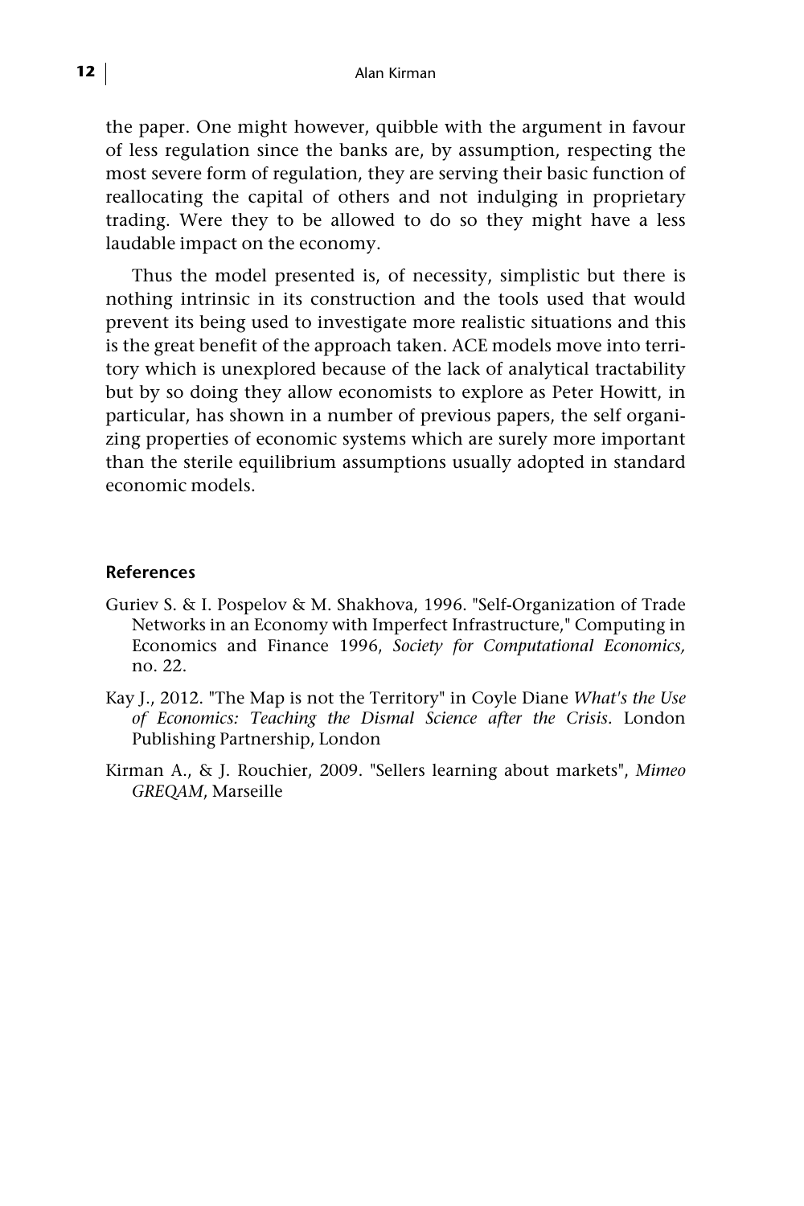the paper. One might however, quibble with the argument in favour of less regulation since the banks are, by assumption, respecting the most severe form of regulation, they are serving their basic function of reallocating the capital of others and not indulging in proprietary trading. Were they to be allowed to do so they might have a less laudable impact on the economy.

Thus the model presented is, of necessity, simplistic but there is nothing intrinsic in its construction and the tools used that would prevent its being used to investigate more realistic situations and this is the great benefit of the approach taken. ACE models move into territory which is unexplored because of the lack of analytical tractability but by so doing they allow economists to explore as Peter Howitt, in particular, has shown in a number of previous papers, the self organizing properties of economic systems which are surely more important than the sterile equilibrium assumptions usually adopted in standard economic models.

## References

Guriev S. & I. Pospelov & M. Shakhova, 1996. "Self-Organization of Trade Networks in an Economy with Imperfect Infrastructure," Computing in Economics and Finance 1996, *Society for Computational Economics,* no. 22.

Kay J., 2012. "The Map is not the Territory" in Coyle Diane *What's the Use of Economics: Teaching the Dismal Science after the Crisis*. London Publishing Partnership, London

Kirman A., & J. Rouchier, 2009. "Sellers learning about markets", *Mimeo GREQAM*, Marseille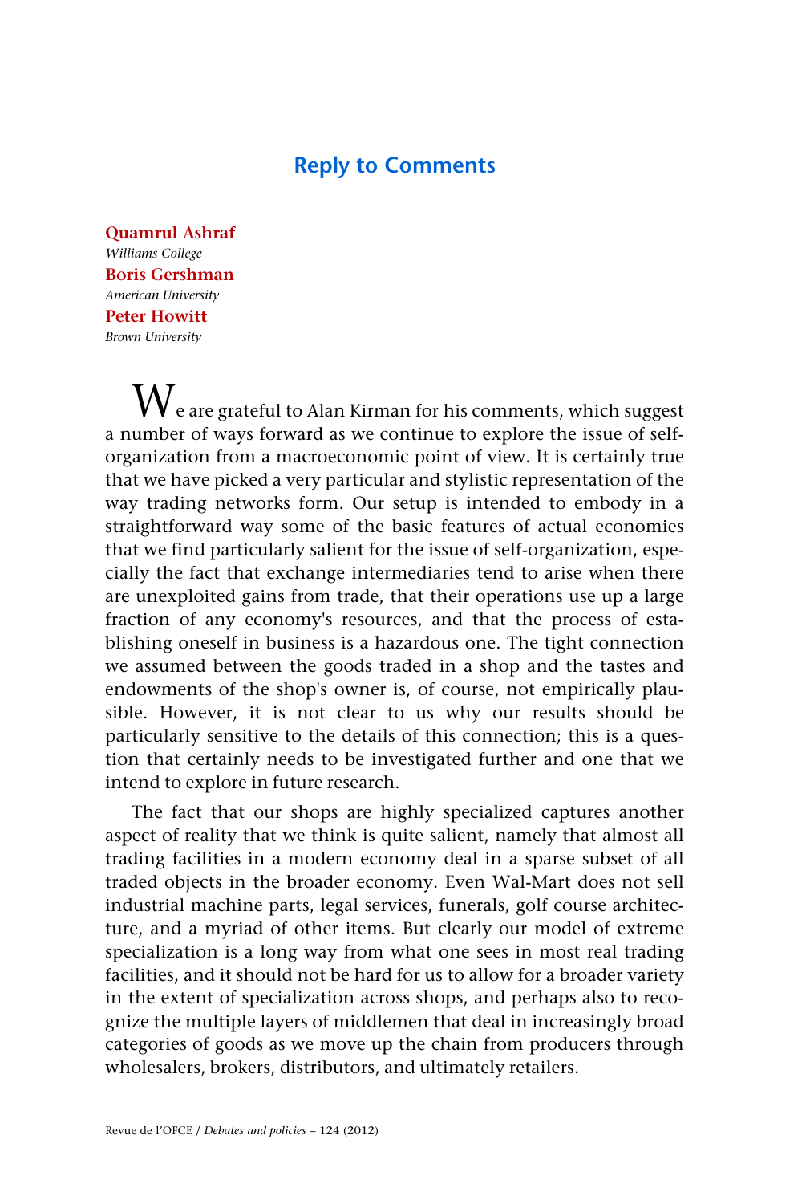# Reply to Comments

**Quamrul Ashraf**
*Williams College*
**Boris Gershman**
*American University*
**Peter Howitt**
*Brown University*

We are grateful to Alan Kirman for his comments, which suggest a number of ways forward as we continue to explore the issue of self-organization from a macroeconomic point of view. It is certainly true that we have picked a very particular and stylistic representation of the way trading networks form. Our setup is intended to embody in a straightforward way some of the basic features of actual economies that we find particularly salient for the issue of self-organization, especially the fact that exchange intermediaries tend to arise when there are unexploited gains from trade, that their operations use up a large fraction of any economy's resources, and that the process of establishing oneself in business is a hazardous one. The tight connection we assumed between the goods traded in a shop and the tastes and endowments of the shop's owner is, of course, not empirically plausible. However, it is not clear to us why our results should be particularly sensitive to the details of this connection; this is a question that certainly needs to be investigated further and one that we intend to explore in future research.

The fact that our shops are highly specialized captures another aspect of reality that we think is quite salient, namely that almost all trading facilities in a modern economy deal in a sparse subset of all traded objects in the broader economy. Even Wal-Mart does not sell industrial machine parts, legal services, funerals, golf course architecture, and a myriad of other items. But clearly our model of extreme specialization is a long way from what one sees in most real trading facilities, and it should not be hard for us to allow for a broader variety in the extent of specialization across shops, and perhaps also to recognize the multiple layers of middlemen that deal in increasingly broad categories of goods as we move up the chain from producers through wholesalers, brokers, distributors, and ultimately retailers.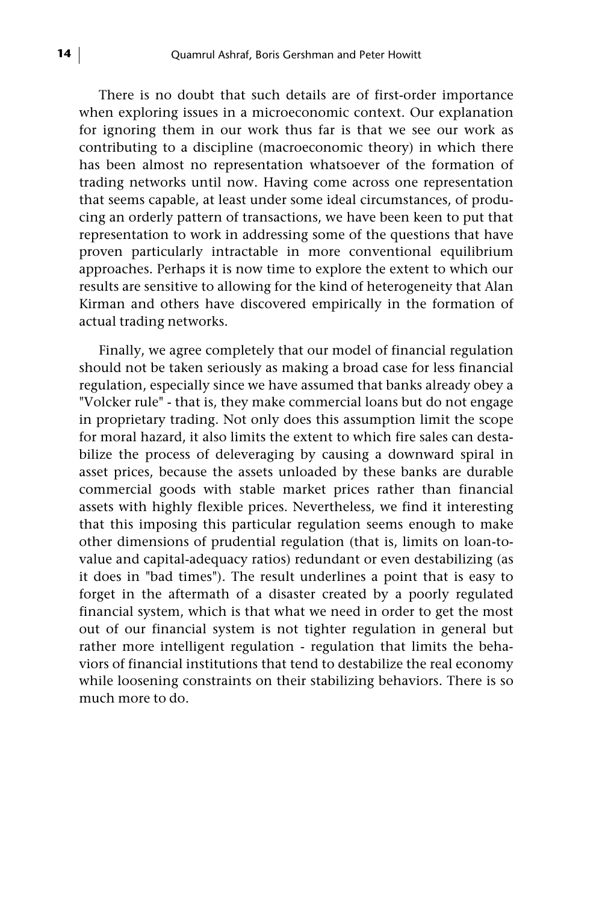There is no doubt that such details are of first-order importance when exploring issues in a microeconomic context. Our explanation for ignoring them in our work thus far is that we see our work as contributing to a discipline (macroeconomic theory) in which there has been almost no representation whatsoever of the formation of trading networks until now. Having come across one representation that seems capable, at least under some ideal circumstances, of producing an orderly pattern of transactions, we have been keen to put that representation to work in addressing some of the questions that have proven particularly intractable in more conventional equilibrium approaches. Perhaps it is now time to explore the extent to which our results are sensitive to allowing for the kind of heterogeneity that Alan Kirman and others have discovered empirically in the formation of actual trading networks.

Finally, we agree completely that our model of financial regulation should not be taken seriously as making a broad case for less financial regulation, especially since we have assumed that banks already obey a "Volcker rule" - that is, they make commercial loans but do not engage in proprietary trading. Not only does this assumption limit the scope for moral hazard, it also limits the extent to which fire sales can destabilize the process of deleveraging by causing a downward spiral in asset prices, because the assets unloaded by these banks are durable commercial goods with stable market prices rather than financial assets with highly flexible prices. Nevertheless, we find it interesting that this imposing this particular regulation seems enough to make other dimensions of prudential regulation (that is, limits on loan-to-value and capital-adequacy ratios) redundant or even destabilizing (as it does in "bad times"). The result underlines a point that is easy to forget in the aftermath of a disaster created by a poorly regulated financial system, which is that what we need in order to get the most out of our financial system is not tighter regulation in general but rather more intelligent regulation - regulation that limits the behaviors of financial institutions that tend to destabilize the real economy while loosening constraints on their stabilizing behaviors. There is so much more to do.